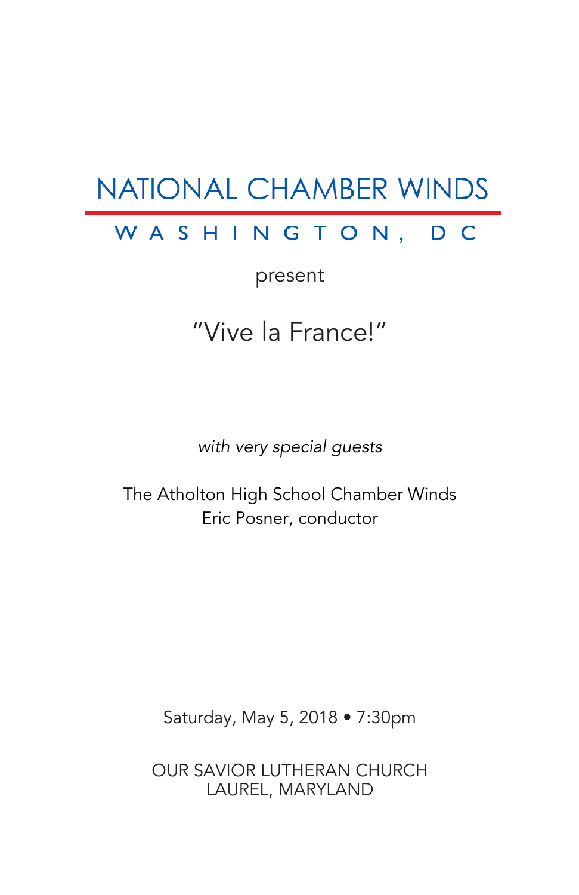# NATIONAL CHAMBER WINDS

WASHINGTON, DC

present

## "Vive la France!"

*with very special guests*

The Atholton High School Chamber Winds
Eric Posner, conductor

Saturday, May 5, 2018 • 7:30pm

OUR SAVIOR LUTHERAN CHURCH
LAUREL, MARYLAND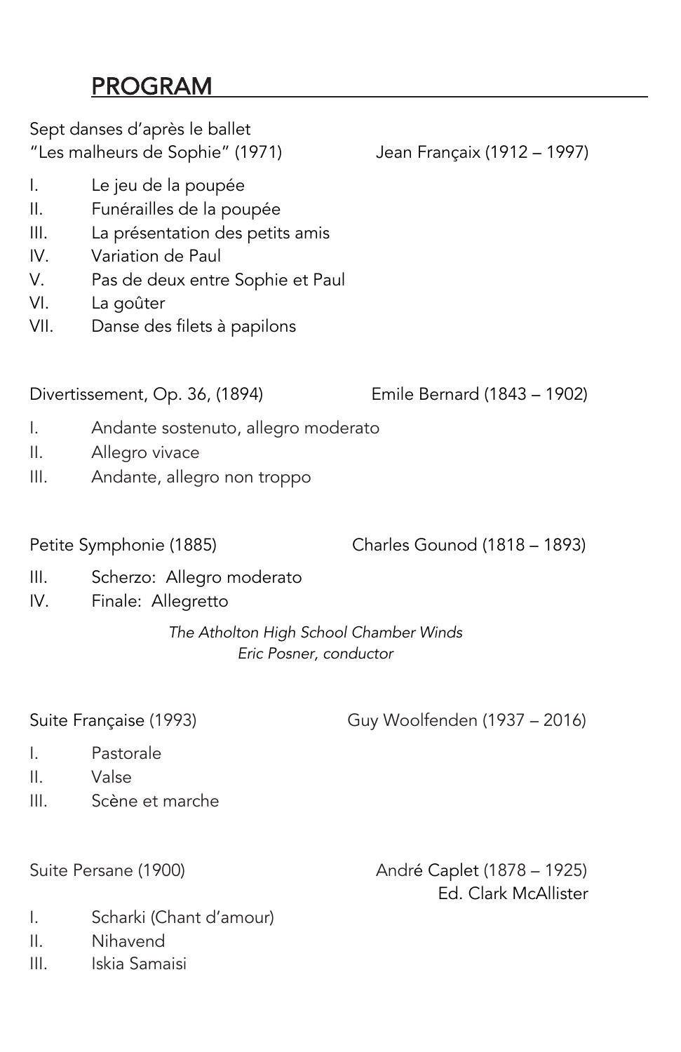## PROGRAM

Sept danses d'après le ballet
"Les malheurs de Sophie" (1971) — Jean Françaix (1912 – 1997)

I. Le jeu de la poupée
II. Funérailles de la poupée
III. La présentation des petits amis
IV. Variation de Paul
V. Pas de deux entre Sophie et Paul
VI. La goûter
VII. Danse des filets à papilons

Divertissement, Op. 36, (1894) — Emile Bernard (1843 – 1902)

I. Andante sostenuto, allegro moderato
II. Allegro vivace
III. Andante, allegro non troppo

Petite Symphonie (1885) — Charles Gounod (1818 – 1893)

III. Scherzo: Allegro moderato
IV. Finale: Allegretto

*The Atholton High School Chamber Winds*
*Eric Posner, conductor*

Suite Française (1993) — Guy Woolfenden (1937 – 2016)

I. Pastorale
II. Valse
III. Scène et marche

Suite Persane (1900) — André Caplet (1878 – 1925)
Ed. Clark McAllister

I. Scharki (Chant d'amour)
II. Nihavend
III. Iskia Samaisi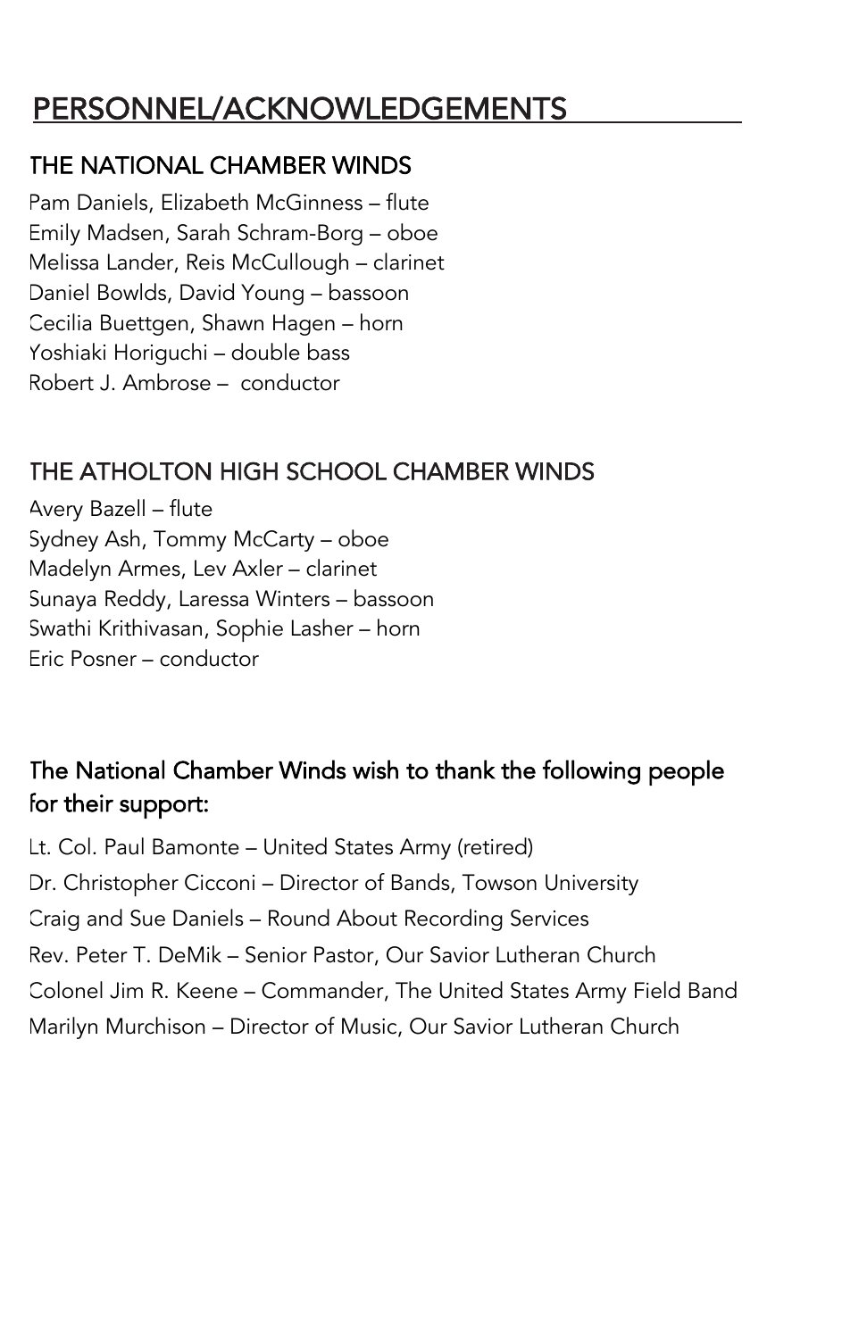# PERSONNEL/ACKNOWLEDGEMENTS

## THE NATIONAL CHAMBER WINDS

Pam Daniels, Elizabeth McGinness – flute
Emily Madsen, Sarah Schram-Borg – oboe
Melissa Lander, Reis McCullough – clarinet
Daniel Bowlds, David Young – bassoon
Cecilia Buettgen, Shawn Hagen – horn
Yoshiaki Horiguchi – double bass
Robert J. Ambrose – conductor

## THE ATHOLTON HIGH SCHOOL CHAMBER WINDS

Avery Bazell – flute
Sydney Ash, Tommy McCarty – oboe
Madelyn Armes, Lev Axler – clarinet
Sunaya Reddy, Laressa Winters – bassoon
Swathi Krithivasan, Sophie Lasher – horn
Eric Posner – conductor

## The National Chamber Winds wish to thank the following people for their support:

Lt. Col. Paul Bamonte – United States Army (retired)
Dr. Christopher Cicconi – Director of Bands, Towson University
Craig and Sue Daniels – Round About Recording Services
Rev. Peter T. DeMik – Senior Pastor, Our Savior Lutheran Church
Colonel Jim R. Keene – Commander, The United States Army Field Band
Marilyn Murchison – Director of Music, Our Savior Lutheran Church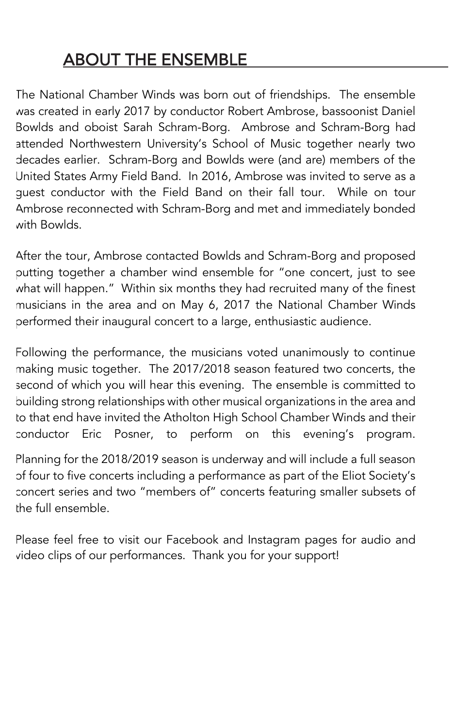## ABOUT THE ENSEMBLE

The National Chamber Winds was born out of friendships. The ensemble was created in early 2017 by conductor Robert Ambrose, bassoonist Daniel Bowlds and oboist Sarah Schram-Borg. Ambrose and Schram-Borg had attended Northwestern University's School of Music together nearly two decades earlier. Schram-Borg and Bowlds were (and are) members of the United States Army Field Band. In 2016, Ambrose was invited to serve as a guest conductor with the Field Band on their fall tour. While on tour Ambrose reconnected with Schram-Borg and met and immediately bonded with Bowlds.

After the tour, Ambrose contacted Bowlds and Schram-Borg and proposed putting together a chamber wind ensemble for "one concert, just to see what will happen." Within six months they had recruited many of the finest musicians in the area and on May 6, 2017 the National Chamber Winds performed their inaugural concert to a large, enthusiastic audience.

Following the performance, the musicians voted unanimously to continue making music together. The 2017/2018 season featured two concerts, the second of which you will hear this evening. The ensemble is committed to building strong relationships with other musical organizations in the area and to that end have invited the Atholton High School Chamber Winds and their conductor Eric Posner, to perform on this evening's program.

Planning for the 2018/2019 season is underway and will include a full season of four to five concerts including a performance as part of the Eliot Society's concert series and two "members of" concerts featuring smaller subsets of the full ensemble.

Please feel free to visit our Facebook and Instagram pages for audio and video clips of our performances. Thank you for your support!